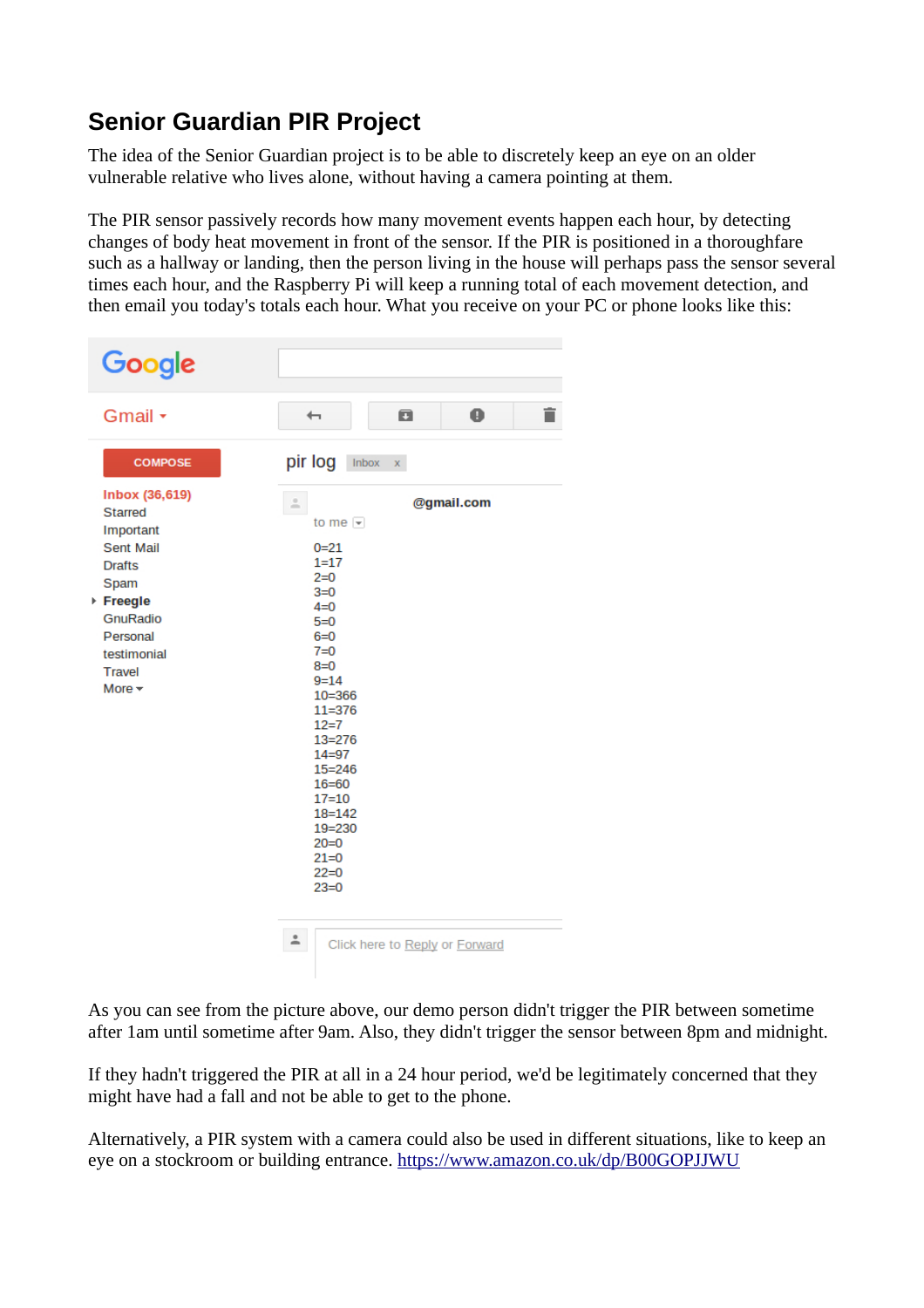# Senior Guardian PIR Project

The idea of the Senior Guardian project is to be able to discretely keep an eye on an older vulnerable relative who lives alone, without having a camera pointing at them.

The PIR sensor passively records how many movement events happen each hour, by detecting changes of body heat movement in front of the sensor. If the PIR is positioned in a thoroughfare such as a hallway or landing, then the person living in the house will perhaps pass the sensor several times each hour, and the Raspberry Pi will keep a running total of each movement detection, and then email you today's totals each hour. What you receive on your PC or phone looks like this:

Google

Gmail ▾

COMPOSE

Inbox (36,619)
Starred
Important
Sent Mail
Drafts
Spam
Freegle
GnuRadio
Personal
testimonial
Travel
More ▾

pir log Inbox x

@gmail.com

to me

```
0=21
1=17
2=0
3=0
4=0
5=0
6=0
7=0
8=0
9=14
10=366
11=376
12=7
13=276
14=97
15=246
16=60
17=10
18=142
19=230
20=0
21=0
22=0
23=0
```

Click here to Reply or Forward

As you can see from the picture above, our demo person didn't trigger the PIR between sometime after 1am until sometime after 9am. Also, they didn't trigger the sensor between 8pm and midnight.

If they hadn't triggered the PIR at all in a 24 hour period, we'd be legitimately concerned that they might have had a fall and not be able to get to the phone.

Alternatively, a PIR system with a camera could also be used in different situations, like to keep an eye on a stockroom or building entrance. https://www.amazon.co.uk/dp/B00GOPJJWU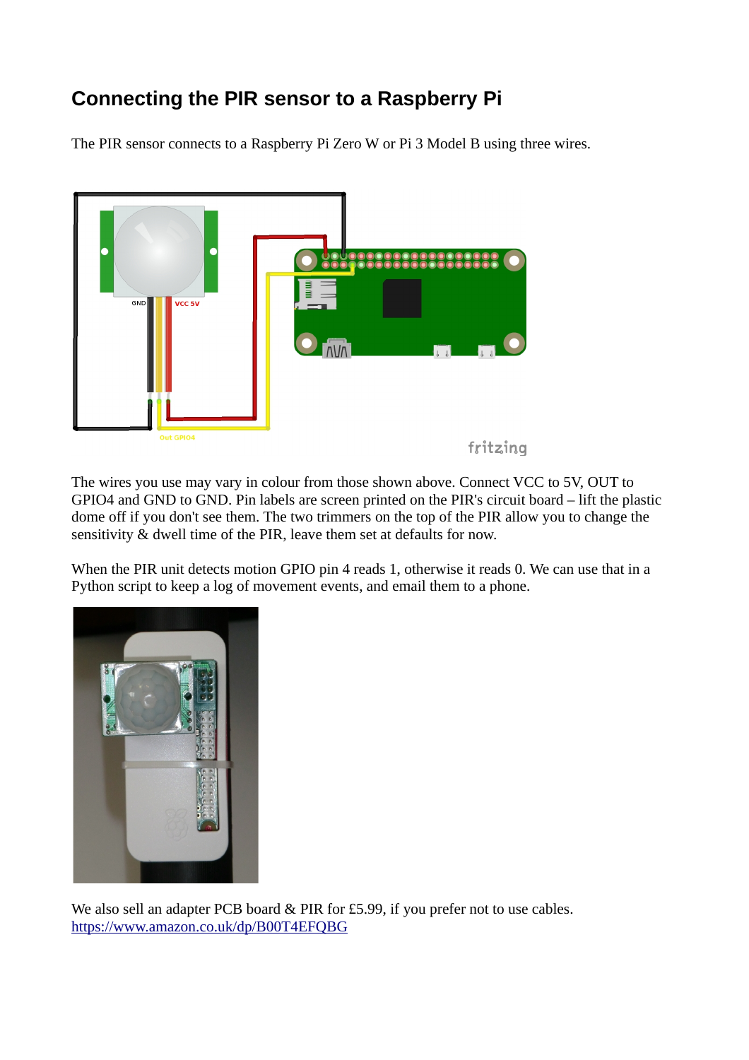## Connecting the PIR sensor to a Raspberry Pi

The PIR sensor connects to a Raspberry Pi Zero W or Pi 3 Model B using three wires.

The wires you use may vary in colour from those shown above. Connect VCC to 5V, OUT to GPIO4 and GND to GND. Pin labels are screen printed on the PIR's circuit board – lift the plastic dome off if you don't see them. The two trimmers on the top of the PIR allow you to change the sensitivity & dwell time of the PIR, leave them set at defaults for now.

When the PIR unit detects motion GPIO pin 4 reads 1, otherwise it reads 0. We can use that in a Python script to keep a log of movement events, and email them to a phone.

We also sell an adapter PCB board & PIR for £5.99, if you prefer not to use cables.
https://www.amazon.co.uk/dp/B00T4EFQBG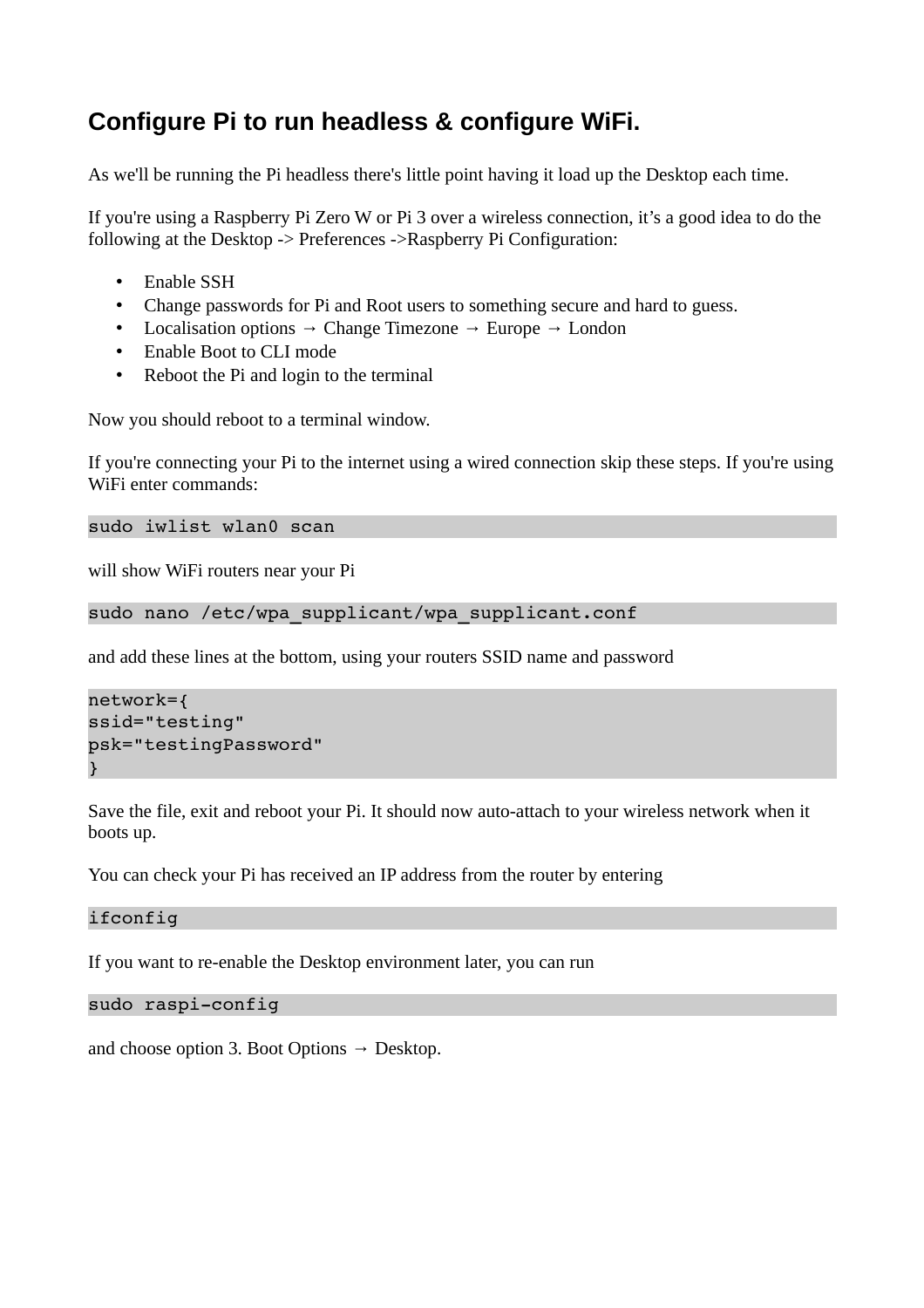## Configure Pi to run headless & configure WiFi.

As we'll be running the Pi headless there's little point having it load up the Desktop each time.

If you're using a Raspberry Pi Zero W or Pi 3 over a wireless connection, it's a good idea to do the following at the Desktop -> Preferences ->Raspberry Pi Configuration:

- Enable SSH
- Change passwords for Pi and Root users to something secure and hard to guess.
- Localisation options → Change Timezone → Europe → London
- Enable Boot to CLI mode
- Reboot the Pi and login to the terminal

Now you should reboot to a terminal window.

If you're connecting your Pi to the internet using a wired connection skip these steps. If you're using WiFi enter commands:

```
sudo iwlist wlan0 scan
```

will show WiFi routers near your Pi

```
sudo nano /etc/wpa_supplicant/wpa_supplicant.conf
```

and add these lines at the bottom, using your routers SSID name and password

```
network={
ssid="testing"
psk="testingPassword"
}
```

Save the file, exit and reboot your Pi. It should now auto-attach to your wireless network when it boots up.

You can check your Pi has received an IP address from the router by entering

```
ifconfig
```

If you want to re-enable the Desktop environment later, you can run

```
sudo raspi-config
```

and choose option 3. Boot Options → Desktop.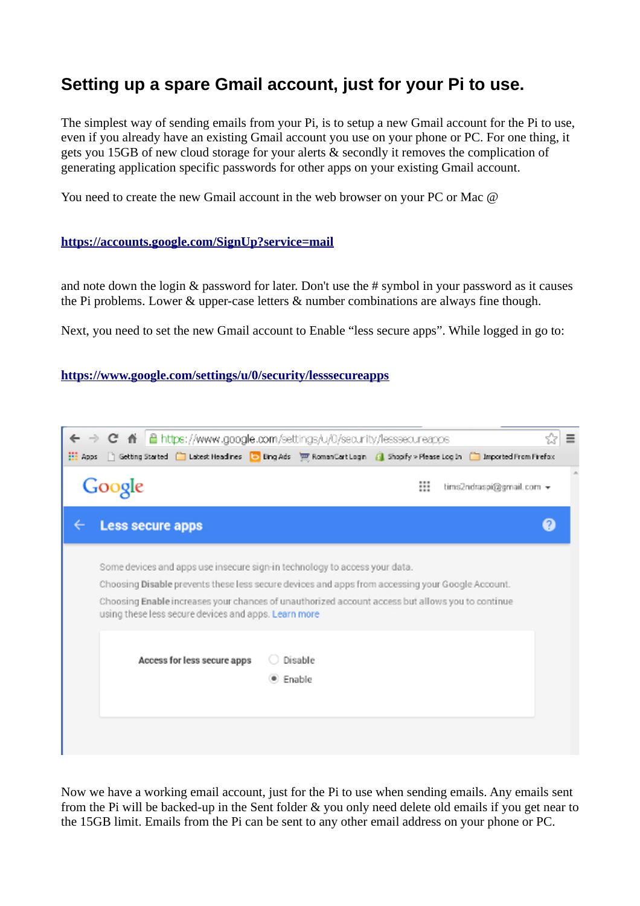# Setting up a spare Gmail account, just for your Pi to use.

The simplest way of sending emails from your Pi, is to setup a new Gmail account for the Pi to use, even if you already have an existing Gmail account you use on your phone or PC. For one thing, it gets you 15GB of new cloud storage for your alerts & secondly it removes the complication of generating application specific passwords for other apps on your existing Gmail account.

You need to create the new Gmail account in the web browser on your PC or Mac @

**https://accounts.google.com/SignUp?service=mail**

and note down the login & password for later. Don't use the # symbol in your password as it causes the Pi problems. Lower & upper-case letters & number combinations are always fine though.

Next, you need to set the new Gmail account to Enable “less secure apps”. While logged in go to:

**https://www.google.com/settings/u/0/security/lesssecureapps**

Now we have a working email account, just for the Pi to use when sending emails. Any emails sent from the Pi will be backed-up in the Sent folder & you only need delete old emails if you get near to the 15GB limit. Emails from the Pi can be sent to any other email address on your phone or PC.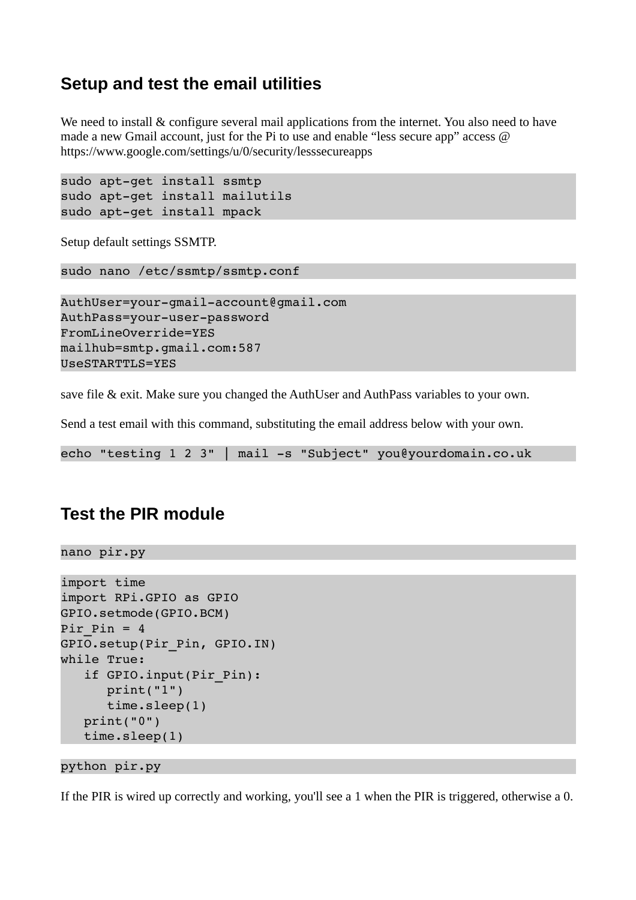## Setup and test the email utilities

We need to install & configure several mail applications from the internet. You also need to have made a new Gmail account, just for the Pi to use and enable “less secure app” access @ https://www.google.com/settings/u/0/security/lesssecureapps

```
sudo apt-get install ssmtp
sudo apt-get install mailutils
sudo apt-get install mpack
```

Setup default settings SSMTP.

```
sudo nano /etc/ssmtp/ssmtp.conf
```

```
AuthUser=your-gmail-account@gmail.com
AuthPass=your-user-password
FromLineOverride=YES
mailhub=smtp.gmail.com:587
UseSTARTTLS=YES
```

save file & exit. Make sure you changed the AuthUser and AuthPass variables to your own.

Send a test email with this command, substituting the email address below with your own.

```
echo "testing 1 2 3" | mail -s "Subject" you@yourdomain.co.uk
```

## Test the PIR module

```
nano pir.py
```

```
import time
import RPi.GPIO as GPIO
GPIO.setmode(GPIO.BCM)
Pir_Pin = 4
GPIO.setup(Pir_Pin, GPIO.IN)
while True:
   if GPIO.input(Pir_Pin):
      print("1")
      time.sleep(1)
   print("0")
   time.sleep(1)
```

```
python pir.py
```

If the PIR is wired up correctly and working, you'll see a 1 when the PIR is triggered, otherwise a 0.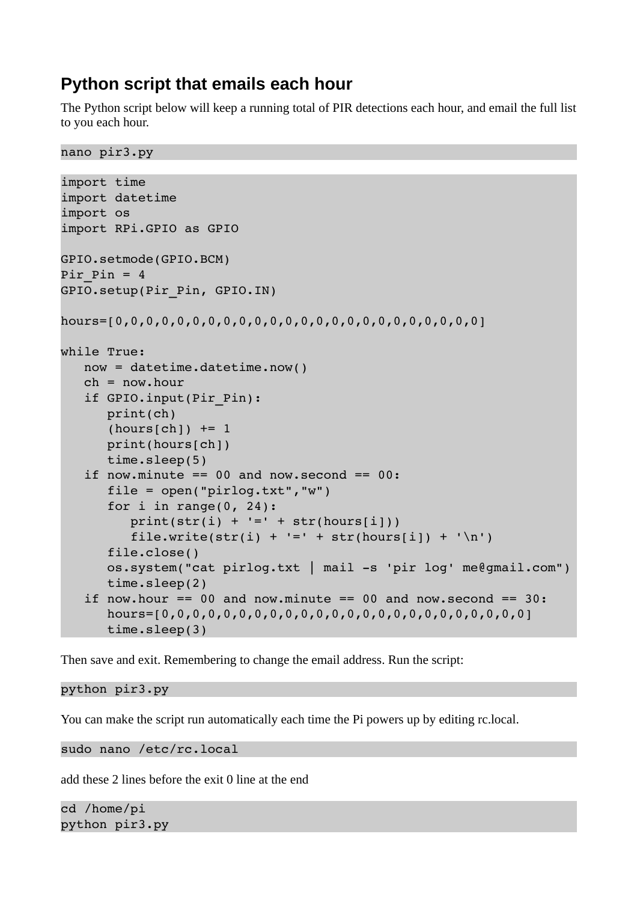## Python script that emails each hour

The Python script below will keep a running total of PIR detections each hour, and email the full list to you each hour.

```
nano pir3.py
```

```
import time
import datetime
import os
import RPi.GPIO as GPIO

GPIO.setmode(GPIO.BCM)
Pir_Pin = 4
GPIO.setup(Pir_Pin, GPIO.IN)

hours=[0,0,0,0,0,0,0,0,0,0,0,0,0,0,0,0,0,0,0,0,0,0,0,0]

while True:
   now = datetime.datetime.now()
   ch = now.hour
   if GPIO.input(Pir_Pin):
      print(ch)
      (hours[ch]) += 1
      print(hours[ch])
      time.sleep(5)
   if now.minute == 00 and now.second == 00:
      file = open("pirlog.txt","w")
      for i in range(0, 24):
         print(str(i) + '=' + str(hours[i]))
         file.write(str(i) + '=' + str(hours[i]) + '\n')
      file.close()
      os.system("cat pirlog.txt | mail -s 'pir log' me@gmail.com")
      time.sleep(2)
   if now.hour == 00 and now.minute == 00 and now.second == 30:
      hours=[0,0,0,0,0,0,0,0,0,0,0,0,0,0,0,0,0,0,0,0,0,0,0,0]
      time.sleep(3)
```

Then save and exit. Remembering to change the email address. Run the script:

```
python pir3.py
```

You can make the script run automatically each time the Pi powers up by editing rc.local.

```
sudo nano /etc/rc.local
```

add these 2 lines before the exit 0 line at the end

```
cd /home/pi
python pir3.py
```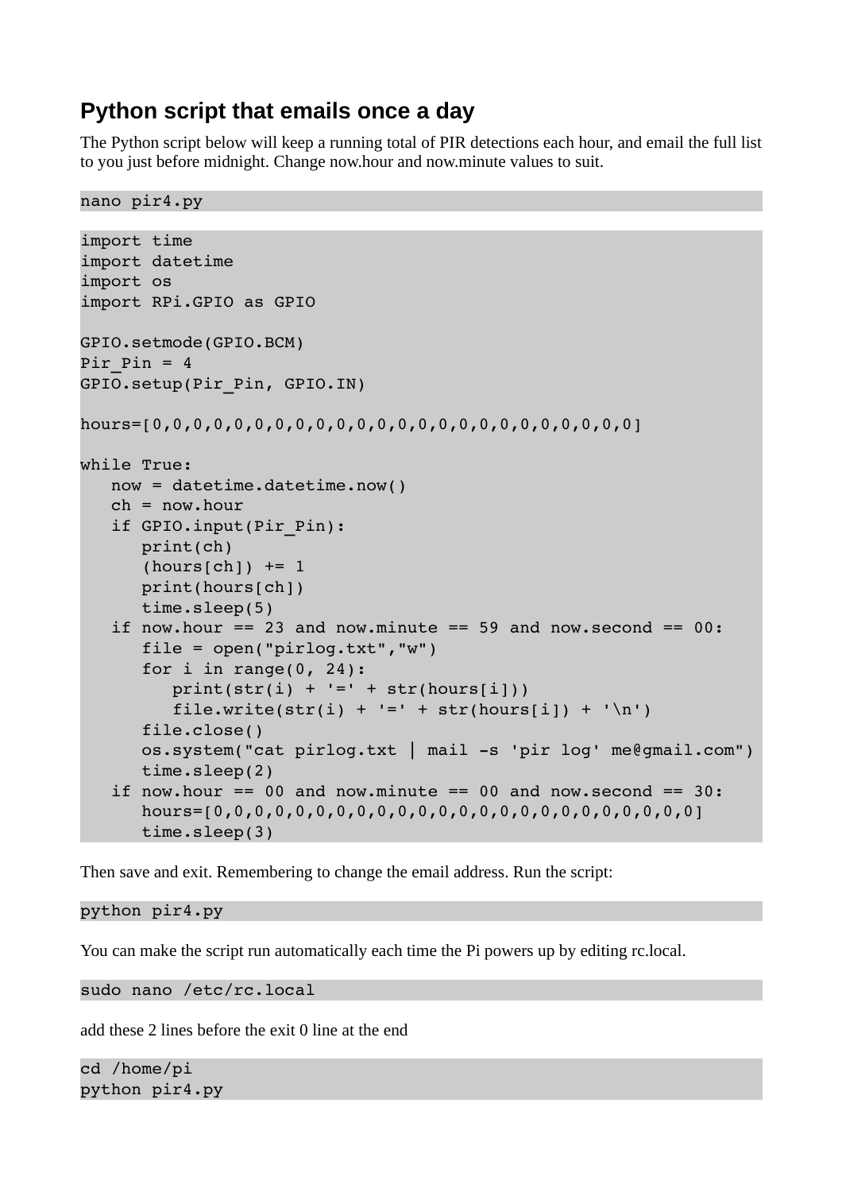## Python script that emails once a day

The Python script below will keep a running total of PIR detections each hour, and email the full list to you just before midnight. Change now.hour and now.minute values to suit.

```
nano pir4.py
```

```
import time
import datetime
import os
import RPi.GPIO as GPIO

GPIO.setmode(GPIO.BCM)
Pir_Pin = 4
GPIO.setup(Pir_Pin, GPIO.IN)

hours=[0,0,0,0,0,0,0,0,0,0,0,0,0,0,0,0,0,0,0,0,0,0,0,0]

while True:
   now = datetime.datetime.now()
   ch = now.hour
   if GPIO.input(Pir_Pin):
      print(ch)
      (hours[ch]) += 1
      print(hours[ch])
      time.sleep(5)
   if now.hour == 23 and now.minute == 59 and now.second == 00:
      file = open("pirlog.txt","w")
      for i in range(0, 24):
         print(str(i) + '=' + str(hours[i]))
         file.write(str(i) + '=' + str(hours[i]) + '\n')
      file.close()
      os.system("cat pirlog.txt | mail -s 'pir log' me@gmail.com")
      time.sleep(2)
   if now.hour == 00 and now.minute == 00 and now.second == 30:
      hours=[0,0,0,0,0,0,0,0,0,0,0,0,0,0,0,0,0,0,0,0,0,0,0,0]
      time.sleep(3)
```

Then save and exit. Remembering to change the email address. Run the script:

```
python pir4.py
```

You can make the script run automatically each time the Pi powers up by editing rc.local.

```
sudo nano /etc/rc.local
```

add these 2 lines before the exit 0 line at the end

```
cd /home/pi
python pir4.py
```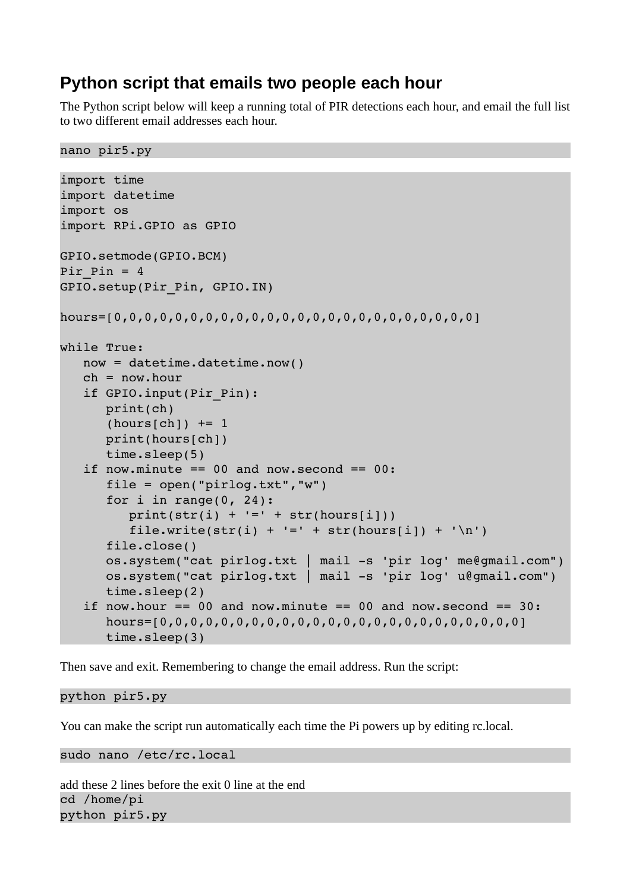## Python script that emails two people each hour

The Python script below will keep a running total of PIR detections each hour, and email the full list to two different email addresses each hour.

```
nano pir5.py
```

```
import time
import datetime
import os
import RPi.GPIO as GPIO

GPIO.setmode(GPIO.BCM)
Pir_Pin = 4
GPIO.setup(Pir_Pin, GPIO.IN)

hours=[0,0,0,0,0,0,0,0,0,0,0,0,0,0,0,0,0,0,0,0,0,0,0,0]

while True:
   now = datetime.datetime.now()
   ch = now.hour
   if GPIO.input(Pir_Pin):
      print(ch)
      (hours[ch]) += 1
      print(hours[ch])
      time.sleep(5)
   if now.minute == 00 and now.second == 00:
      file = open("pirlog.txt","w")
      for i in range(0, 24):
         print(str(i) + '=' + str(hours[i]))
         file.write(str(i) + '=' + str(hours[i]) + '\n')
      file.close()
      os.system("cat pirlog.txt | mail -s 'pir log' me@gmail.com")
      os.system("cat pirlog.txt | mail -s 'pir log' u@gmail.com")
      time.sleep(2)
   if now.hour == 00 and now.minute == 00 and now.second == 30:
      hours=[0,0,0,0,0,0,0,0,0,0,0,0,0,0,0,0,0,0,0,0,0,0,0,0]
      time.sleep(3)
```

Then save and exit. Remembering to change the email address. Run the script:

```
python pir5.py
```

You can make the script run automatically each time the Pi powers up by editing rc.local.

```
sudo nano /etc/rc.local
```

add these 2 lines before the exit 0 line at the end

```
cd /home/pi
python pir5.py
```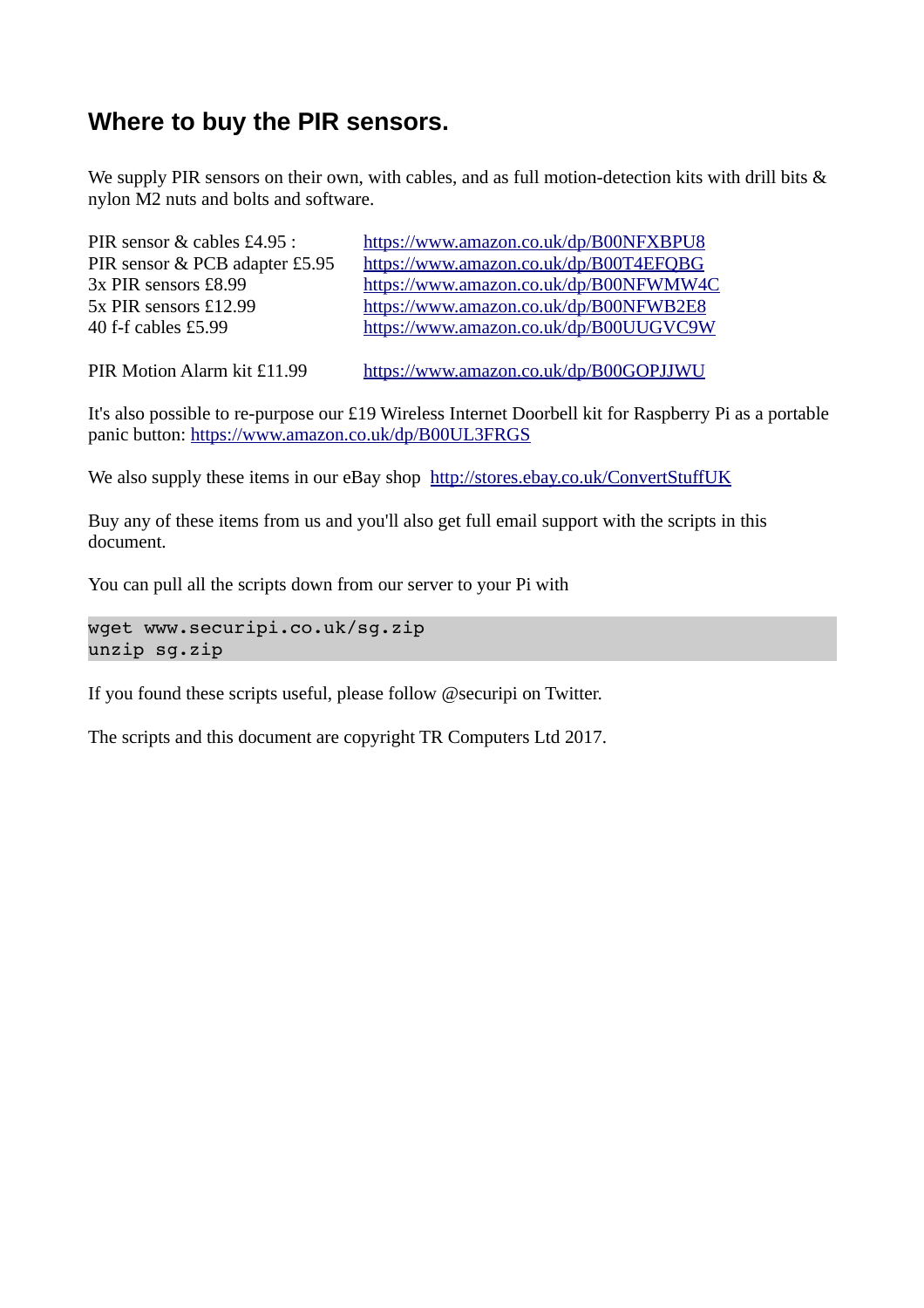## Where to buy the PIR sensors.

We supply PIR sensors on their own, with cables, and as full motion-detection kits with drill bits & nylon M2 nuts and bolts and software.

| | |
|---|---|
| PIR sensor & cables £4.95 : | https://www.amazon.co.uk/dp/B00NFXBPU8 |
| PIR sensor & PCB adapter £5.95 | https://www.amazon.co.uk/dp/B00T4EFQBG |
| 3x PIR sensors £8.99 | https://www.amazon.co.uk/dp/B00NFWMW4C |
| 5x PIR sensors £12.99 | https://www.amazon.co.uk/dp/B00NFWB2E8 |
| 40 f-f cables £5.99 | https://www.amazon.co.uk/dp/B00UUGVC9W |
| PIR Motion Alarm kit £11.99 | https://www.amazon.co.uk/dp/B00GOPJJWU |

It's also possible to re-purpose our £19 Wireless Internet Doorbell kit for Raspberry Pi as a portable panic button: https://www.amazon.co.uk/dp/B00UL3FRGS

We also supply these items in our eBay shop http://stores.ebay.co.uk/ConvertStuffUK

Buy any of these items from us and you'll also get full email support with the scripts in this document.

You can pull all the scripts down from our server to your Pi with

```
wget www.securipi.co.uk/sg.zip
unzip sg.zip
```

If you found these scripts useful, please follow @securipi on Twitter.

The scripts and this document are copyright TR Computers Ltd 2017.